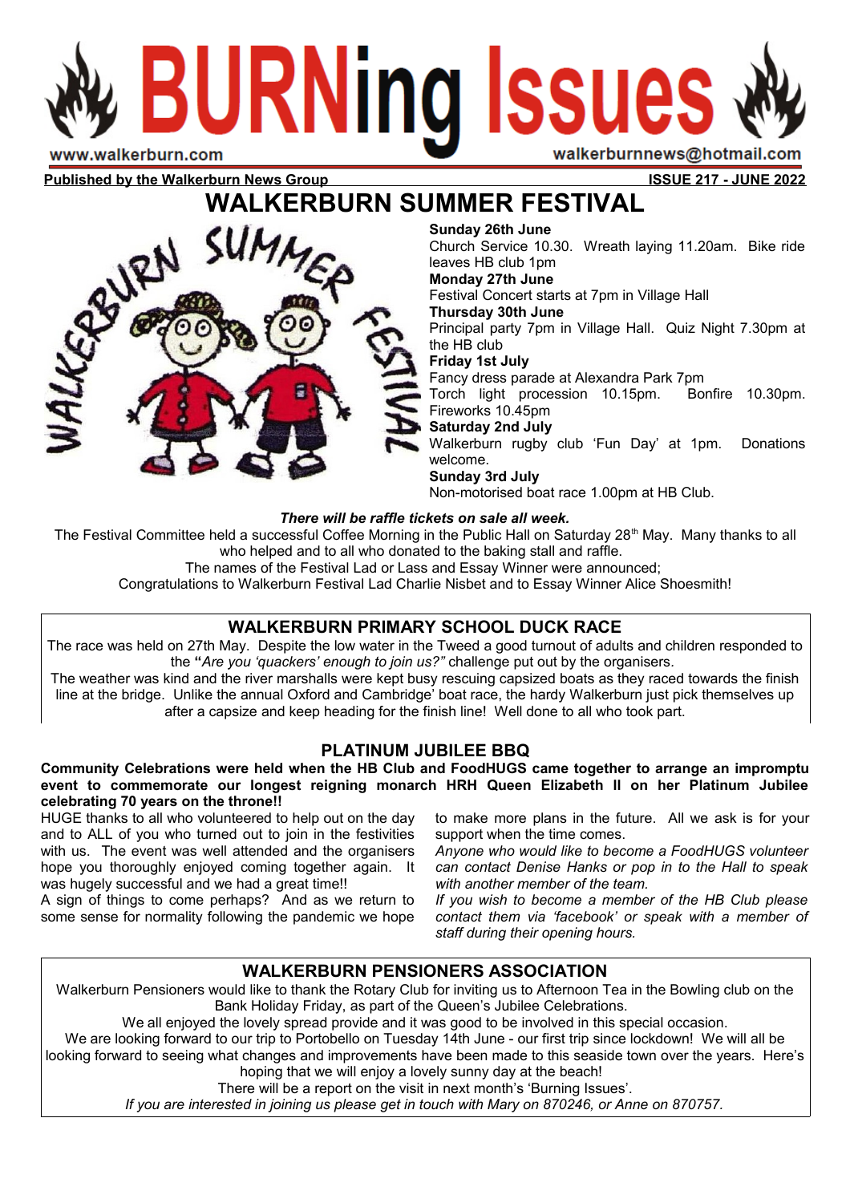# BURNing Issues

www.walkerburn.com walkerburnnews@hotmail.com

**Published by the Walkerburn News Group** **ISSUE 217 - JUNE 2022**

## WALKERBURN SUMMER FESTIVAL

**Sunday 26th June**
Church Service 10.30. Wreath laying 11.20am. Bike ride leaves HB club 1pm

**Monday 27th June**
Festival Concert starts at 7pm in Village Hall

**Thursday 30th June**
Principal party 7pm in Village Hall. Quiz Night 7.30pm at the HB club

**Friday 1st July**
Fancy dress parade at Alexandra Park 7pm
Torch light procession 10.15pm. Bonfire 10.30pm. Fireworks 10.45pm

**Saturday 2nd July**
Walkerburn rugby club 'Fun Day' at 1pm. Donations welcome.

**Sunday 3rd July**
Non-motorised boat race 1.00pm at HB Club.

***There will be raffle tickets on sale all week.***

The Festival Committee held a successful Coffee Morning in the Public Hall on Saturday 28th May. Many thanks to all who helped and to all who donated to the baking stall and raffle.

The names of the Festival Lad or Lass and Essay Winner were announced;

Congratulations to Walkerburn Festival Lad Charlie Nisbet and to Essay Winner Alice Shoesmith!

## WALKERBURN PRIMARY SCHOOL DUCK RACE

The race was held on 27th May. Despite the low water in the Tweed a good turnout of adults and children responded to the **"***Are you 'quackers' enough to join us?"* challenge put out by the organisers.

The weather was kind and the river marshalls were kept busy rescuing capsized boats as they raced towards the finish line at the bridge. Unlike the annual Oxford and Cambridge' boat race, the hardy Walkerburn just pick themselves up after a capsize and keep heading for the finish line! Well done to all who took part.

## PLATINUM JUBILEE BBQ

**Community Celebrations were held when the HB Club and FoodHUGS came together to arrange an impromptu event to commemorate our longest reigning monarch HRH Queen Elizabeth II on her Platinum Jubilee celebrating 70 years on the throne!!**

HUGE thanks to all who volunteered to help out on the day and to ALL of you who turned out to join in the festivities with us. The event was well attended and the organisers hope you thoroughly enjoyed coming together again. It was hugely successful and we had a great time!!

A sign of things to come perhaps? And as we return to some sense for normality following the pandemic we hope to make more plans in the future. All we ask is for your support when the time comes.

*Anyone who would like to become a FoodHUGS volunteer can contact Denise Hanks or pop in to the Hall to speak with another member of the team.*

*If you wish to become a member of the HB Club please contact them via 'facebook' or speak with a member of staff during their opening hours.*

## WALKERBURN PENSIONERS ASSOCIATION

Walkerburn Pensioners would like to thank the Rotary Club for inviting us to Afternoon Tea in the Bowling club on the Bank Holiday Friday, as part of the Queen's Jubilee Celebrations.

We all enjoyed the lovely spread provide and it was good to be involved in this special occasion.

We are looking forward to our trip to Portobello on Tuesday 14th June - our first trip since lockdown! We will all be looking forward to seeing what changes and improvements have been made to this seaside town over the years. Here's hoping that we will enjoy a lovely sunny day at the beach!

There will be a report on the visit in next month's 'Burning Issues'.

*If you are interested in joining us please get in touch with Mary on 870246, or Anne on 870757.*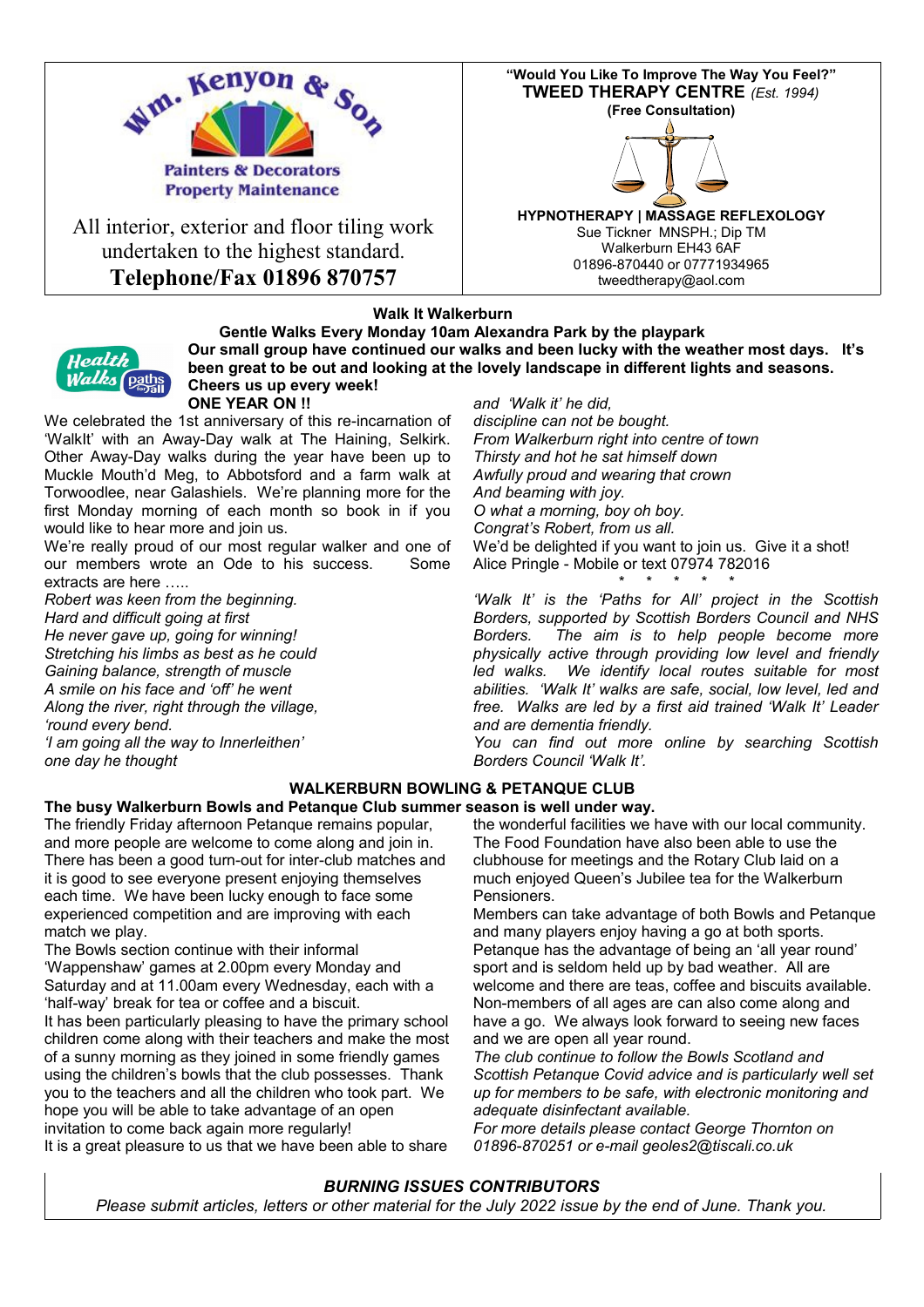**Wm. Kenyon & Son**

**Painters & Decorators**
**Property Maintenance**

All interior, exterior and floor tiling work undertaken to the highest standard.

**Telephone/Fax 01896 870757**

**"Would You Like To Improve The Way You Feel?"**

**TWEED THERAPY CENTRE** *(Est. 1994)*

**(Free Consultation)**

**HYPNOTHERAPY | MASSAGE REFLEXOLOGY**

Sue Tickner MNSPH.; Dip TM
Walkerburn EH43 6AF
01896-870440 or 07771934965
tweedtherapy@aol.com

## Walk It Walkerburn

**Gentle Walks Every Monday 10am Alexandra Park by the playpark**

**Our small group have continued our walks and been lucky with the weather most days. It's been great to be out and looking at the lovely landscape in different lights and seasons. Cheers us up every week!**

**ONE YEAR ON !!**

We celebrated the 1st anniversary of this re-incarnation of 'WalkIt' with an Away-Day walk at The Haining, Selkirk. Other Away-Day walks during the year have been up to Muckle Mouth'd Meg, to Abbotsford and a farm walk at Torwoodlee, near Galashiels. We're planning more for the first Monday morning of each month so book in if you would like to hear more and join us.

We're really proud of our most regular walker and one of our members wrote an Ode to his success. Some extracts are here …..

*Robert was keen from the beginning.*
*Hard and difficult going at first*
*He never gave up, going for winning!*
*Stretching his limbs as best as he could*
*Gaining balance, strength of muscle*
*A smile on his face and 'off' he went*
*Along the river, right through the village,*
*'round every bend.*
*'I am going all the way to Innerleithen'*
*one day he thought*
*and 'Walk it' he did,*
*discipline can not be bought.*
*From Walkerburn right into centre of town*
*Thirsty and hot he sat himself down*
*Awfully proud and wearing that crown*
*And beaming with joy.*
*O what a morning, boy oh boy.*
*Congrat's Robert, from us all.*

We'd be delighted if you want to join us. Give it a shot!
Alice Pringle - Mobile or text 07974 782016

\* \* \* \* \*

*'Walk It' is the 'Paths for All' project in the Scottish Borders, supported by Scottish Borders Council and NHS Borders. The aim is to help people become more physically active through providing low level and friendly led walks. We identify local routes suitable for most abilities. 'Walk It' walks are safe, social, low level, led and free. Walks are led by a first aid trained 'Walk It' Leader and are dementia friendly.*

*You can find out more online by searching Scottish Borders Council 'Walk It'.*

## WALKERBURN BOWLING & PETANQUE CLUB

**The busy Walkerburn Bowls and Petanque Club summer season is well under way.**

The friendly Friday afternoon Petanque remains popular, and more people are welcome to come along and join in. There has been a good turn-out for inter-club matches and it is good to see everyone present enjoying themselves each time. We have been lucky enough to face some experienced competition and are improving with each match we play.

The Bowls section continue with their informal 'Wappenshaw' games at 2.00pm every Monday and Saturday and at 11.00am every Wednesday, each with a 'half-way' break for tea or coffee and a biscuit.

It has been particularly pleasing to have the primary school children come along with their teachers and make the most of a sunny morning as they joined in some friendly games using the children's bowls that the club possesses. Thank you to the teachers and all the children who took part. We hope you will be able to take advantage of an open invitation to come back again more regularly!

It is a great pleasure to us that we have been able to share the wonderful facilities we have with our local community. The Food Foundation have also been able to use the clubhouse for meetings and the Rotary Club laid on a much enjoyed Queen's Jubilee tea for the Walkerburn Pensioners.

Members can take advantage of both Bowls and Petanque and many players enjoy having a go at both sports. Petanque has the advantage of being an 'all year round' sport and is seldom held up by bad weather. All are welcome and there are teas, coffee and biscuits available. Non-members of all ages are can also come along and have a go. We always look forward to seeing new faces and we are open all year round.

*The club continue to follow the Bowls Scotland and Scottish Petanque Covid advice and is particularly well set up for members to be safe, with electronic monitoring and adequate disinfectant available.*

*For more details please contact George Thornton on 01896-870251 or e-mail geoles2@tiscali.co.uk*

***BURNING ISSUES CONTRIBUTORS***

*Please submit articles, letters or other material for the July 2022 issue by the end of June. Thank you.*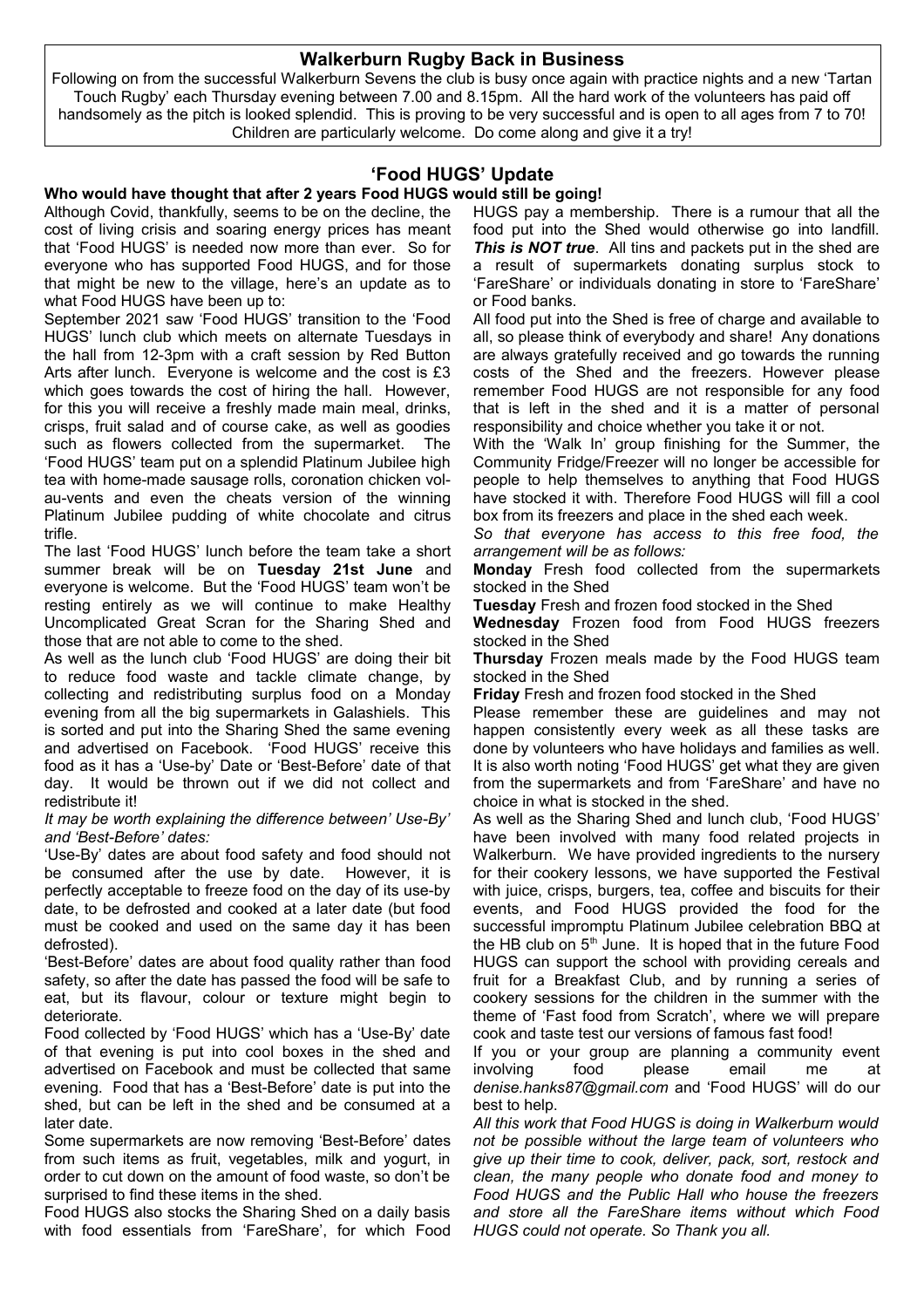## Walkerburn Rugby Back in Business

Following on from the successful Walkerburn Sevens the club is busy once again with practice nights and a new 'Tartan Touch Rugby' each Thursday evening between 7.00 and 8.15pm. All the hard work of the volunteers has paid off handsomely as the pitch is looked splendid. This is proving to be very successful and is open to all ages from 7 to 70! Children are particularly welcome. Do come along and give it a try!

## 'Food HUGS' Update

**Who would have thought that after 2 years Food HUGS would still be going!**

Although Covid, thankfully, seems to be on the decline, the cost of living crisis and soaring energy prices has meant that 'Food HUGS' is needed now more than ever. So for everyone who has supported Food HUGS, and for those that might be new to the village, here's an update as to what Food HUGS have been up to:

September 2021 saw 'Food HUGS' transition to the 'Food HUGS' lunch club which meets on alternate Tuesdays in the hall from 12-3pm with a craft session by Red Button Arts after lunch. Everyone is welcome and the cost is £3 which goes towards the cost of hiring the hall. However, for this you will receive a freshly made main meal, drinks, crisps, fruit salad and of course cake, as well as goodies such as flowers collected from the supermarket. The 'Food HUGS' team put on a splendid Platinum Jubilee high tea with home-made sausage rolls, coronation chicken vol-au-vents and even the cheats version of the winning Platinum Jubilee pudding of white chocolate and citrus trifle.

The last 'Food HUGS' lunch before the team take a short summer break will be on **Tuesday 21st June** and everyone is welcome. But the 'Food HUGS' team won't be resting entirely as we will continue to make Healthy Uncomplicated Great Scran for the Sharing Shed and those that are not able to come to the shed.

As well as the lunch club 'Food HUGS' are doing their bit to reduce food waste and tackle climate change, by collecting and redistributing surplus food on a Monday evening from all the big supermarkets in Galashiels. This is sorted and put into the Sharing Shed the same evening and advertised on Facebook. 'Food HUGS' receive this food as it has a 'Use-by' Date or 'Best-Before' date of that day. It would be thrown out if we did not collect and redistribute it!

*It may be worth explaining the difference between' Use-By' and 'Best-Before' dates:*

'Use-By' dates are about food safety and food should not be consumed after the use by date. However, it is perfectly acceptable to freeze food on the day of its use-by date, to be defrosted and cooked at a later date (but food must be cooked and used on the same day it has been defrosted).

'Best-Before' dates are about food quality rather than food safety, so after the date has passed the food will be safe to eat, but its flavour, colour or texture might begin to deteriorate.

Food collected by 'Food HUGS' which has a 'Use-By' date of that evening is put into cool boxes in the shed and advertised on Facebook and must be collected that same evening. Food that has a 'Best-Before' date is put into the shed, but can be left in the shed and be consumed at a later date.

Some supermarkets are now removing 'Best-Before' dates from such items as fruit, vegetables, milk and yogurt, in order to cut down on the amount of food waste, so don't be surprised to find these items in the shed.

Food HUGS also stocks the Sharing Shed on a daily basis with food essentials from 'FareShare', for which Food HUGS pay a membership. There is a rumour that all the food put into the Shed would otherwise go into landfill. ***This is NOT true***. All tins and packets put in the shed are a result of supermarkets donating surplus stock to 'FareShare' or individuals donating in store to 'FareShare' or Food banks.

All food put into the Shed is free of charge and available to all, so please think of everybody and share! Any donations are always gratefully received and go towards the running costs of the Shed and the freezers. However please remember Food HUGS are not responsible for any food that is left in the shed and it is a matter of personal responsibility and choice whether you take it or not.

With the 'Walk In' group finishing for the Summer, the Community Fridge/Freezer will no longer be accessible for people to help themselves to anything that Food HUGS have stocked it with. Therefore Food HUGS will fill a cool box from its freezers and place in the shed each week.

*So that everyone has access to this free food, the arrangement will be as follows:*

**Monday** Fresh food collected from the supermarkets stocked in the Shed

**Tuesday** Fresh and frozen food stocked in the Shed

**Wednesday** Frozen food from Food HUGS freezers stocked in the Shed

**Thursday** Frozen meals made by the Food HUGS team stocked in the Shed

**Friday** Fresh and frozen food stocked in the Shed

Please remember these are guidelines and may not happen consistently every week as all these tasks are done by volunteers who have holidays and families as well. It is also worth noting 'Food HUGS' get what they are given from the supermarkets and from 'FareShare' and have no choice in what is stocked in the shed.

As well as the Sharing Shed and lunch club, 'Food HUGS' have been involved with many food related projects in Walkerburn. We have provided ingredients to the nursery for their cookery lessons, we have supported the Festival with juice, crisps, burgers, tea, coffee and biscuits for their events, and Food HUGS provided the food for the successful impromptu Platinum Jubilee celebration BBQ at the HB club on 5th June. It is hoped that in the future Food HUGS can support the school with providing cereals and fruit for a Breakfast Club, and by running a series of cookery sessions for the children in the summer with the theme of 'Fast food from Scratch', where we will prepare cook and taste test our versions of famous fast food!

If you or your group are planning a community event involving food please email me at *denise.hanks87@gmail.com* and 'Food HUGS' will do our best to help.

*All this work that Food HUGS is doing in Walkerburn would not be possible without the large team of volunteers who give up their time to cook, deliver, pack, sort, restock and clean, the many people who donate food and money to Food HUGS and the Public Hall who house the freezers and store all the FareShare items without which Food HUGS could not operate. So Thank you all.*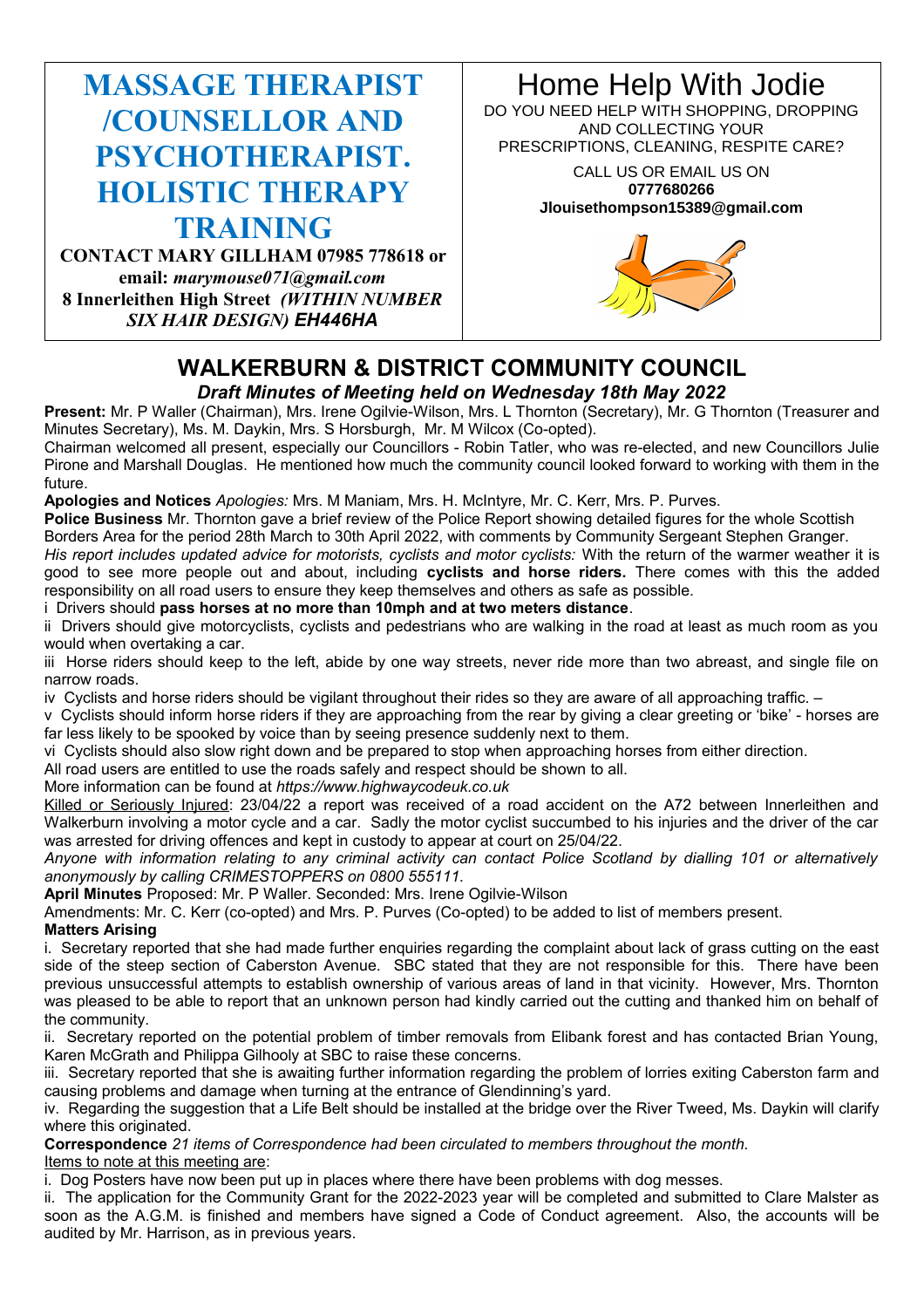## MASSAGE THERAPIST /COUNSELLOR AND PSYCHOTHERAPIST. HOLISTIC THERAPY TRAINING

**CONTACT MARY GILLHAM 07985 778618 or email:** ***marymouse071@gmail.com***
**8 Innerleithen High Street** ***(WITHIN NUMBER SIX HAIR DESIGN)*** ***EH446HA***

## Home Help With Jodie

DO YOU NEED HELP WITH SHOPPING, DROPPING AND COLLECTING YOUR PRESCRIPTIONS, CLEANING, RESPITE CARE?

CALL US OR EMAIL US ON
**0777680266**
**Jlouisethompson15389@gmail.com**

# WALKERBURN & DISTRICT COMMUNITY COUNCIL

### *Draft Minutes of Meeting held on Wednesday 18th May 2022*

**Present:** Mr. P Waller (Chairman), Mrs. Irene Ogilvie-Wilson, Mrs. L Thornton (Secretary), Mr. G Thornton (Treasurer and Minutes Secretary), Ms. M. Daykin, Mrs. S Horsburgh, Mr. M Wilcox (Co-opted).

Chairman welcomed all present, especially our Councillors - Robin Tatler, who was re-elected, and new Councillors Julie Pirone and Marshall Douglas. He mentioned how much the community council looked forward to working with them in the future.

**Apologies and Notices** *Apologies:* Mrs. M Maniam, Mrs. H. McIntyre, Mr. C. Kerr, Mrs. P. Purves.

**Police Business** Mr. Thornton gave a brief review of the Police Report showing detailed figures for the whole Scottish Borders Area for the period 28th March to 30th April 2022, with comments by Community Sergeant Stephen Granger.

*His report includes updated advice for motorists, cyclists and motor cyclists:* With the return of the warmer weather it is good to see more people out and about, including **cyclists and horse riders.** There comes with this the added responsibility on all road users to ensure they keep themselves and others as safe as possible.

i Drivers should **pass horses at no more than 10mph and at two meters distance**.

ii Drivers should give motorcyclists, cyclists and pedestrians who are walking in the road at least as much room as you would when overtaking a car.

iii Horse riders should keep to the left, abide by one way streets, never ride more than two abreast, and single file on narrow roads.

iv Cyclists and horse riders should be vigilant throughout their rides so they are aware of all approaching traffic. –

v Cyclists should inform horse riders if they are approaching from the rear by giving a clear greeting or 'bike' - horses are far less likely to be spooked by voice than by seeing presence suddenly next to them.

vi Cyclists should also slow right down and be prepared to stop when approaching horses from either direction.

All road users are entitled to use the roads safely and respect should be shown to all.

More information can be found at *https://www.highwaycodeuk.co.uk*

<u>Killed or Seriously Injured</u>: 23/04/22 a report was received of a road accident on the A72 between Innerleithen and Walkerburn involving a motor cycle and a car. Sadly the motor cyclist succumbed to his injuries and the driver of the car was arrested for driving offences and kept in custody to appear at court on 25/04/22.

*Anyone with information relating to any criminal activity can contact Police Scotland by dialling 101 or alternatively anonymously by calling CRIMESTOPPERS on 0800 555111.*

**April Minutes** Proposed: Mr. P Waller. Seconded: Mrs. Irene Ogilvie-Wilson

Amendments: Mr. C. Kerr (co-opted) and Mrs. P. Purves (Co-opted) to be added to list of members present.

**Matters Arising**

i. Secretary reported that she had made further enquiries regarding the complaint about lack of grass cutting on the east side of the steep section of Caberston Avenue. SBC stated that they are not responsible for this. There have been previous unsuccessful attempts to establish ownership of various areas of land in that vicinity. However, Mrs. Thornton was pleased to be able to report that an unknown person had kindly carried out the cutting and thanked him on behalf of the community.

ii. Secretary reported on the potential problem of timber removals from Elibank forest and has contacted Brian Young, Karen McGrath and Philippa Gilhooly at SBC to raise these concerns.

iii. Secretary reported that she is awaiting further information regarding the problem of lorries exiting Caberston farm and causing problems and damage when turning at the entrance of Glendinning's yard.

iv. Regarding the suggestion that a Life Belt should be installed at the bridge over the River Tweed, Ms. Daykin will clarify where this originated.

**Correspondence** *21 items of Correspondence had been circulated to members throughout the month.*

<u>Items to note at this meeting are</u>:

i. Dog Posters have now been put up in places where there have been problems with dog messes.

ii. The application for the Community Grant for the 2022-2023 year will be completed and submitted to Clare Malster as soon as the A.G.M. is finished and members have signed a Code of Conduct agreement. Also, the accounts will be audited by Mr. Harrison, as in previous years.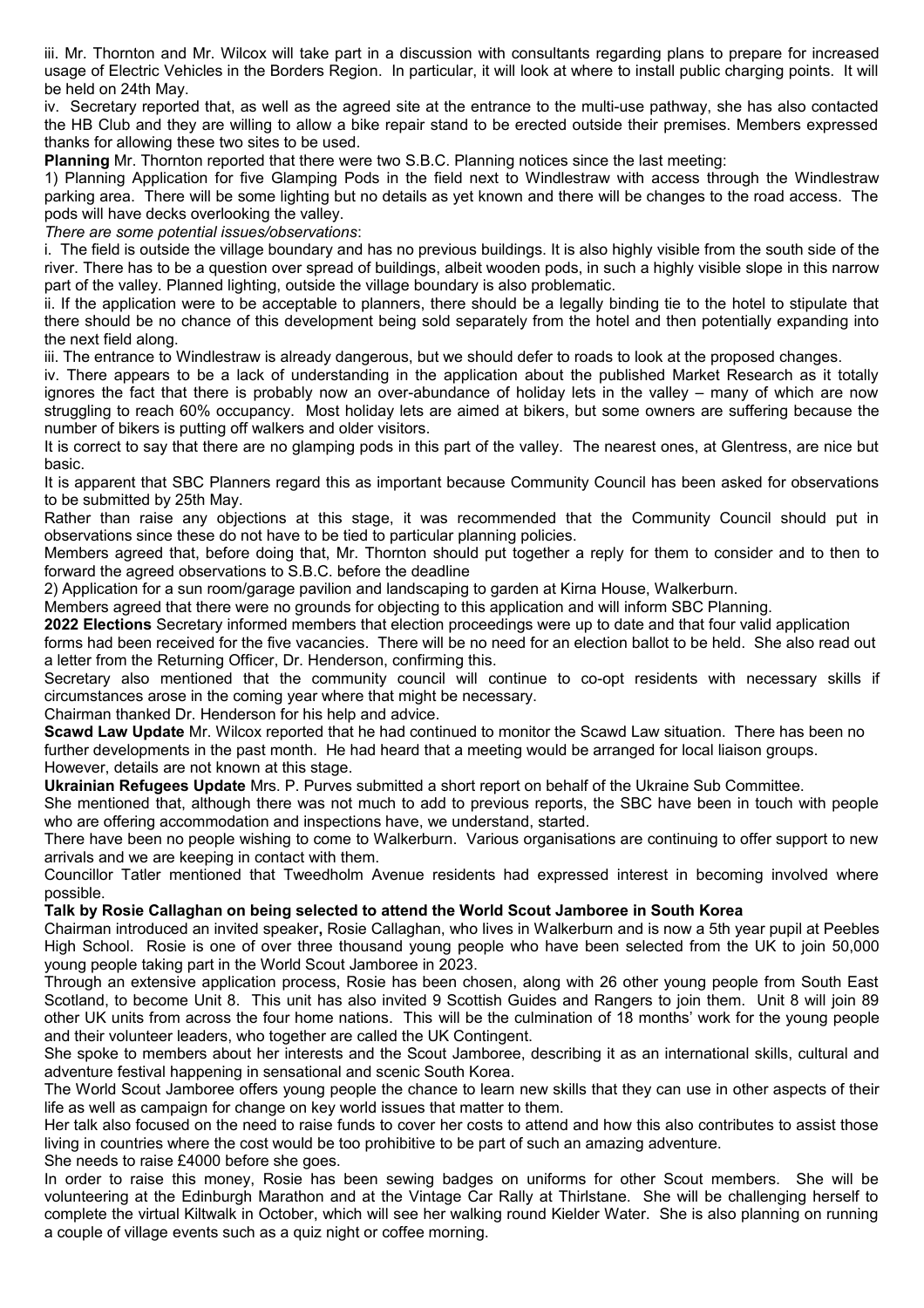iii. Mr. Thornton and Mr. Wilcox will take part in a discussion with consultants regarding plans to prepare for increased usage of Electric Vehicles in the Borders Region. In particular, it will look at where to install public charging points. It will be held on 24th May.

iv. Secretary reported that, as well as the agreed site at the entrance to the multi-use pathway, she has also contacted the HB Club and they are willing to allow a bike repair stand to be erected outside their premises. Members expressed thanks for allowing these two sites to be used.

**Planning** Mr. Thornton reported that there were two S.B.C. Planning notices since the last meeting:

1) Planning Application for five Glamping Pods in the field next to Windlestraw with access through the Windlestraw parking area. There will be some lighting but no details as yet known and there will be changes to the road access. The pods will have decks overlooking the valley.

*There are some potential issues/observations*:

i. The field is outside the village boundary and has no previous buildings. It is also highly visible from the south side of the river. There has to be a question over spread of buildings, albeit wooden pods, in such a highly visible slope in this narrow part of the valley. Planned lighting, outside the village boundary is also problematic.

ii. If the application were to be acceptable to planners, there should be a legally binding tie to the hotel to stipulate that there should be no chance of this development being sold separately from the hotel and then potentially expanding into the next field along.

iii. The entrance to Windlestraw is already dangerous, but we should defer to roads to look at the proposed changes.

iv. There appears to be a lack of understanding in the application about the published Market Research as it totally ignores the fact that there is probably now an over-abundance of holiday lets in the valley – many of which are now struggling to reach 60% occupancy. Most holiday lets are aimed at bikers, but some owners are suffering because the number of bikers is putting off walkers and older visitors.

It is correct to say that there are no glamping pods in this part of the valley. The nearest ones, at Glentress, are nice but basic.

It is apparent that SBC Planners regard this as important because Community Council has been asked for observations to be submitted by 25th May.

Rather than raise any objections at this stage, it was recommended that the Community Council should put in observations since these do not have to be tied to particular planning policies.

Members agreed that, before doing that, Mr. Thornton should put together a reply for them to consider and to then to forward the agreed observations to S.B.C. before the deadline

2) Application for a sun room/garage pavilion and landscaping to garden at Kirna House, Walkerburn.

Members agreed that there were no grounds for objecting to this application and will inform SBC Planning.

**2022 Elections** Secretary informed members that election proceedings were up to date and that four valid application forms had been received for the five vacancies. There will be no need for an election ballot to be held. She also read out a letter from the Returning Officer, Dr. Henderson, confirming this.

Secretary also mentioned that the community council will continue to co-opt residents with necessary skills if circumstances arose in the coming year where that might be necessary.

Chairman thanked Dr. Henderson for his help and advice.

**Scawd Law Update** Mr. Wilcox reported that he had continued to monitor the Scawd Law situation. There has been no further developments in the past month. He had heard that a meeting would be arranged for local liaison groups. However, details are not known at this stage.

**Ukrainian Refugees Update** Mrs. P. Purves submitted a short report on behalf of the Ukraine Sub Committee.

She mentioned that, although there was not much to add to previous reports, the SBC have been in touch with people who are offering accommodation and inspections have, we understand, started.

There have been no people wishing to come to Walkerburn. Various organisations are continuing to offer support to new arrivals and we are keeping in contact with them.

Councillor Tatler mentioned that Tweedholm Avenue residents had expressed interest in becoming involved where possible.

**Talk by Rosie Callaghan on being selected to attend the World Scout Jamboree in South Korea**

Chairman introduced an invited speaker**,** Rosie Callaghan, who lives in Walkerburn and is now a 5th year pupil at Peebles High School. Rosie is one of over three thousand young people who have been selected from the UK to join 50,000 young people taking part in the World Scout Jamboree in 2023.

Through an extensive application process, Rosie has been chosen, along with 26 other young people from South East Scotland, to become Unit 8. This unit has also invited 9 Scottish Guides and Rangers to join them. Unit 8 will join 89 other UK units from across the four home nations. This will be the culmination of 18 months' work for the young people and their volunteer leaders, who together are called the UK Contingent.

She spoke to members about her interests and the Scout Jamboree, describing it as an international skills, cultural and adventure festival happening in sensational and scenic South Korea.

The World Scout Jamboree offers young people the chance to learn new skills that they can use in other aspects of their life as well as campaign for change on key world issues that matter to them.

Her talk also focused on the need to raise funds to cover her costs to attend and how this also contributes to assist those living in countries where the cost would be too prohibitive to be part of such an amazing adventure.

She needs to raise £4000 before she goes.

In order to raise this money, Rosie has been sewing badges on uniforms for other Scout members. She will be volunteering at the Edinburgh Marathon and at the Vintage Car Rally at Thirlstane. She will be challenging herself to complete the virtual Kiltwalk in October, which will see her walking round Kielder Water. She is also planning on running a couple of village events such as a quiz night or coffee morning.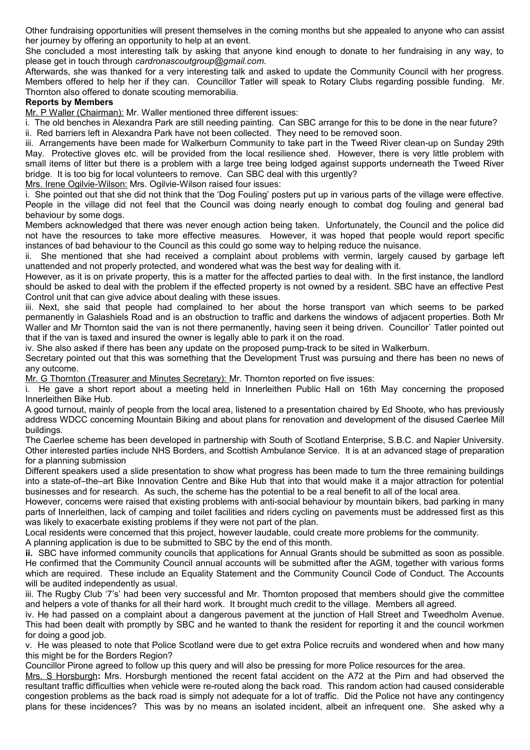Other fundraising opportunities will present themselves in the coming months but she appealed to anyone who can assist her journey by offering an opportunity to help at an event.

She concluded a most interesting talk by asking that anyone kind enough to donate to her fundraising in any way, to please get in touch through *cardronascoutgroup@gmail.com.*

Afterwards, she was thanked for a very interesting talk and asked to update the Community Council with her progress. Members offered to help her if they can. Councillor Tatler will speak to Rotary Clubs regarding possible funding. Mr. Thornton also offered to donate scouting memorabilia.

**Reports by Members**

Mr. P Waller (Chairman): Mr. Waller mentioned three different issues:

i. The old benches in Alexandra Park are still needing painting. Can SBC arrange for this to be done in the near future?

ii. Red barriers left in Alexandra Park have not been collected. They need to be removed soon.

iii. Arrangements have been made for Walkerburn Community to take part in the Tweed River clean-up on Sunday 29th May. Protective gloves etc. will be provided from the local resilience shed. However, there is very little problem with small items of litter but there is a problem with a large tree being lodged against supports underneath the Tweed River bridge. It is too big for local volunteers to remove. Can SBC deal with this urgently?

Mrs. Irene Ogilvie-Wilson: Mrs. Ogilvie-Wilson raised four issues:

i. She pointed out that she did not think that the 'Dog Fouling' posters put up in various parts of the village were effective. People in the village did not feel that the Council was doing nearly enough to combat dog fouling and general bad behaviour by some dogs.

Members acknowledged that there was never enough action being taken. Unfortunately, the Council and the police did not have the resources to take more effective measures. However, it was hoped that people would report specific instances of bad behaviour to the Council as this could go some way to helping reduce the nuisance.

ii. She mentioned that she had received a complaint about problems with vermin, largely caused by garbage left unattended and not properly protected, and wondered what was the best way for dealing with it.

However, as it is on private property, this is a matter for the affected parties to deal with. In the first instance, the landlord should be asked to deal with the problem if the effected property is not owned by a resident. SBC have an effective Pest Control unit that can give advice about dealing with these issues.

iii. Next, she said that people had complained to her about the horse transport van which seems to be parked permanently in Galashiels Road and is an obstruction to traffic and darkens the windows of adjacent properties. Both Mr Waller and Mr Thornton said the van is not there permanently, having seen it being driven. Councillor` Tatler pointed out that if the van is taxed and insured the owner is legally able to park it on the road.

iv. She also asked if there has been any update on the proposed pump-track to be sited in Walkerburn.

Secretary pointed out that this was something that the Development Trust was pursuing and there has been no news of any outcome.

Mr. G Thornton (Treasurer and Minutes Secretary): Mr. Thornton reported on five issues:

i. He gave a short report about a meeting held in Innerleithen Public Hall on 16th May concerning the proposed Innerleithen Bike Hub.

A good turnout, mainly of people from the local area, listened to a presentation chaired by Ed Shoote, who has previously address WDCC concerning Mountain Biking and about plans for renovation and development of the disused Caerlee Mill buildings.

The Caerlee scheme has been developed in partnership with South of Scotland Enterprise, S.B.C. and Napier University. Other interested parties include NHS Borders, and Scottish Ambulance Service. It is at an advanced stage of preparation for a planning submission

Different speakers used a slide presentation to show what progress has been made to turn the three remaining buildings into a state-of–the–art Bike Innovation Centre and Bike Hub that into that would make it a major attraction for potential businesses and for research. As such, the scheme has the potential to be a real benefit to all of the local area.

However, concerns were raised that existing problems with anti-social behaviour by mountain bikers, bad parking in many parts of Innerleithen, lack of camping and toilet facilities and riders cycling on pavements must be addressed first as this was likely to exacerbate existing problems if they were not part of the plan.

Local residents were concerned that this project, however laudable, could create more problems for the community.

A planning application is due to be submitted to SBC by the end of this month.

**ii.** SBC have informed community councils that applications for Annual Grants should be submitted as soon as possible. He confirmed that the Community Council annual accounts will be submitted after the AGM, together with various forms which are required. These include an Equality Statement and the Community Council Code of Conduct. The Accounts will be audited independently as usual.

iii. The Rugby Club '7's' had been very successful and Mr. Thornton proposed that members should give the committee and helpers a vote of thanks for all their hard work. It brought much credit to the village. Members all agreed.

iv. He had passed on a complaint about a dangerous pavement at the junction of Hall Street and Tweedholm Avenue. This had been dealt with promptly by SBC and he wanted to thank the resident for reporting it and the council workmen for doing a good job.

v. He was pleased to note that Police Scotland were due to get extra Police recruits and wondered when and how many this might be for the Borders Region?

Councillor Pirone agreed to follow up this query and will also be pressing for more Police resources for the area.

Mrs. S Horsburgh**:** Mrs. Horsburgh mentioned the recent fatal accident on the A72 at the Pirn and had observed the resultant traffic difficulties when vehicle were re-routed along the back road. This random action had caused considerable congestion problems as the back road is simply not adequate for a lot of traffic. Did the Police not have any contingency plans for these incidences? This was by no means an isolated incident, albeit an infrequent one. She asked why a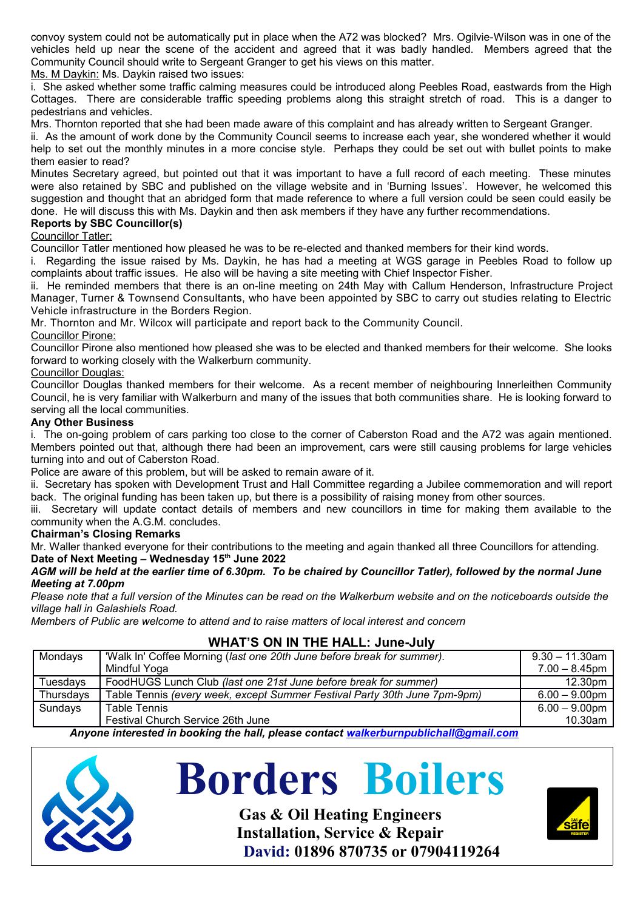convoy system could not be automatically put in place when the A72 was blocked? Mrs. Ogilvie-Wilson was in one of the vehicles held up near the scene of the accident and agreed that it was badly handled. Members agreed that the Community Council should write to Sergeant Granger to get his views on this matter.

Ms. M Daykin: Ms. Daykin raised two issues:

i. She asked whether some traffic calming measures could be introduced along Peebles Road, eastwards from the High Cottages. There are considerable traffic speeding problems along this straight stretch of road. This is a danger to pedestrians and vehicles.

Mrs. Thornton reported that she had been made aware of this complaint and has already written to Sergeant Granger.

ii. As the amount of work done by the Community Council seems to increase each year, she wondered whether it would help to set out the monthly minutes in a more concise style. Perhaps they could be set out with bullet points to make them easier to read?

Minutes Secretary agreed, but pointed out that it was important to have a full record of each meeting. These minutes were also retained by SBC and published on the village website and in 'Burning Issues'. However, he welcomed this suggestion and thought that an abridged form that made reference to where a full version could be seen could easily be done. He will discuss this with Ms. Daykin and then ask members if they have any further recommendations.

**Reports by SBC Councillor(s)**

Councillor Tatler:

Councillor Tatler mentioned how pleased he was to be re-elected and thanked members for their kind words.

i. Regarding the issue raised by Ms. Daykin, he has had a meeting at WGS garage in Peebles Road to follow up complaints about traffic issues. He also will be having a site meeting with Chief Inspector Fisher.

ii. He reminded members that there is an on-line meeting on 24th May with Callum Henderson, Infrastructure Project Manager, Turner & Townsend Consultants, who have been appointed by SBC to carry out studies relating to Electric Vehicle infrastructure in the Borders Region.

Mr. Thornton and Mr. Wilcox will participate and report back to the Community Council.

Councillor Pirone:

Councillor Pirone also mentioned how pleased she was to be elected and thanked members for their welcome. She looks forward to working closely with the Walkerburn community.

Councillor Douglas:

Councillor Douglas thanked members for their welcome. As a recent member of neighbouring Innerleithen Community Council, he is very familiar with Walkerburn and many of the issues that both communities share. He is looking forward to serving all the local communities.

**Any Other Business**

i. The on-going problem of cars parking too close to the corner of Caberston Road and the A72 was again mentioned. Members pointed out that, although there had been an improvement, cars were still causing problems for large vehicles turning into and out of Caberston Road.

Police are aware of this problem, but will be asked to remain aware of it.

ii. Secretary has spoken with Development Trust and Hall Committee regarding a Jubilee commemoration and will report back. The original funding has been taken up, but there is a possibility of raising money from other sources.

iii. Secretary will update contact details of members and new councillors in time for making them available to the community when the A.G.M. concludes.

**Chairman's Closing Remarks**

Mr. Waller thanked everyone for their contributions to the meeting and again thanked all three Councillors for attending.

**Date of Next Meeting – Wednesday 15th June 2022**

***AGM will be held at the earlier time of 6.30pm. To be chaired by Councillor Tatler), followed by the normal June Meeting at 7.00pm***

*Please note that a full version of the Minutes can be read on the Walkerburn website and on the noticeboards outside the village hall in Galashiels Road.*

*Members of Public are welcome to attend and to raise matters of local interest and concern*

## WHAT'S ON IN THE HALL: June-July

| | | |
|---|---|---|
| Mondays | 'Walk In' Coffee Morning *(last one 20th June before break for summer).*<br>Mindful Yoga | 9.30 – 11.30am<br>7.00 – 8.45pm |
| Tuesdays | FoodHUGS Lunch Club *(last one 21st June before break for summer)* | 12.30pm |
| Thursdays | Table Tennis *(every week, except Summer Festival Party 30th June 7pm-9pm)* | 6.00 – 9.00pm |
| Sundays | Table Tennis<br>Festival Church Service 26th June | 6.00 – 9.00pm<br>10.30am |

***Anyone interested in booking the hall, please contact walkerburnpublichall@gmail.com***

# Borders Boilers

**Gas & Oil Heating Engineers**
**Installation, Service & Repair**
**David: 01896 870735 or 07904119264**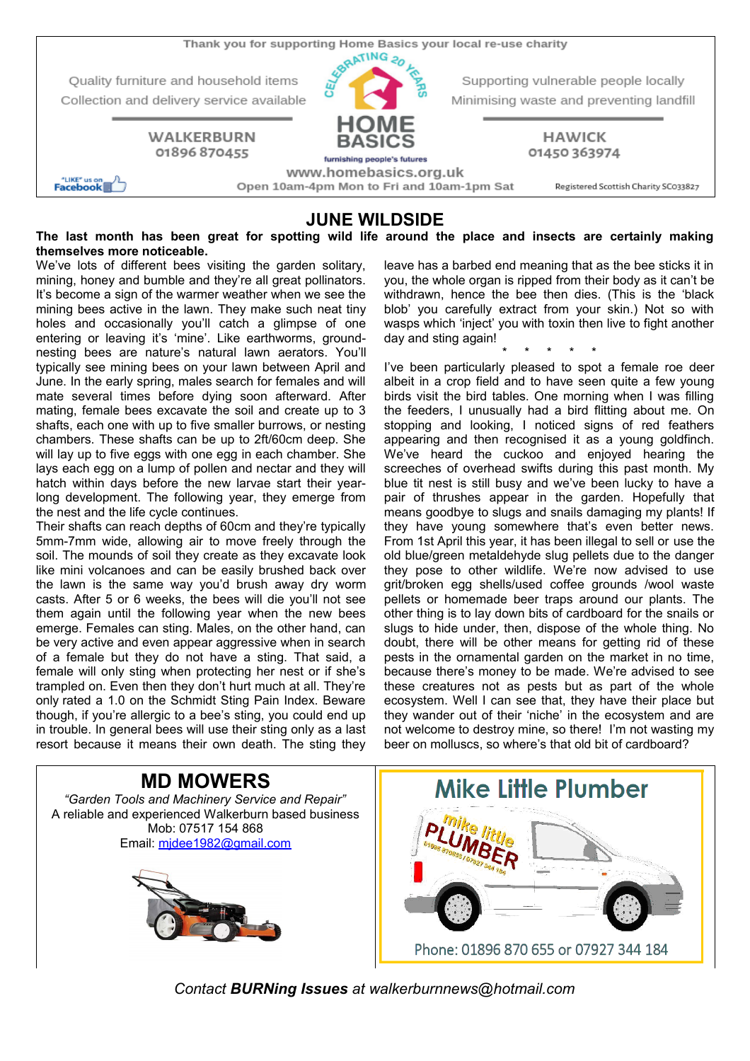Thank you for supporting Home Basics your local re-use charity

CELEBRATING 20 YEARS

Quality furniture and household items
Collection and delivery service available

**HOME BASICS**
furnishing people's futures

Supporting vulnerable people locally
Minimising waste and preventing landfill

WALKERBURN
01896 870455

HAWICK
01450 363974

www.homebasics.org.uk

Open 10am-4pm Mon to Fri and 10am-1pm Sat

"LIKE" us on Facebook

Registered Scottish Charity SC033827

## JUNE WILDSIDE

**The last month has been great for spotting wild life around the place and insects are certainly making themselves more noticeable.**

We've lots of different bees visiting the garden solitary, mining, honey and bumble and they're all great pollinators. It's become a sign of the warmer weather when we see the mining bees active in the lawn. They make such neat tiny holes and occasionally you'll catch a glimpse of one entering or leaving it's 'mine'. Like earthworms, ground-nesting bees are nature's natural lawn aerators. You'll typically see mining bees on your lawn between April and June. In the early spring, males search for females and will mate several times before dying soon afterward. After mating, female bees excavate the soil and create up to 3 shafts, each one with up to five smaller burrows, or nesting chambers. These shafts can be up to 2ft/60cm deep. She will lay up to five eggs with one egg in each chamber. She lays each egg on a lump of pollen and nectar and they will hatch within days before the new larvae start their year-long development. The following year, they emerge from the nest and the life cycle continues.

Their shafts can reach depths of 60cm and they're typically 5mm-7mm wide, allowing air to move freely through the soil. The mounds of soil they create as they excavate look like mini volcanoes and can be easily brushed back over the lawn is the same way you'd brush away dry worm casts. After 5 or 6 weeks, the bees will die you'll not see them again until the following year when the new bees emerge. Females can sting. Males, on the other hand, can be very active and even appear aggressive when in search of a female but they do not have a sting. That said, a female will only sting when protecting her nest or if she's trampled on. Even then they don't hurt much at all. They're only rated a 1.0 on the Schmidt Sting Pain Index. Beware though, if you're allergic to a bee's sting, you could end up in trouble. In general bees will use their sting only as a last resort because it means their own death. The sting they leave has a barbed end meaning that as the bee sticks it in you, the whole organ is ripped from their body as it can't be withdrawn, hence the bee then dies. (This is the 'black blob' you carefully extract from your skin.) Not so with wasps which 'inject' you with toxin then live to fight another day and sting again!

\* \* \* \* \*

I've been particularly pleased to spot a female roe deer albeit in a crop field and to have seen quite a few young birds visit the bird tables. One morning when I was filling the feeders, I unusually had a bird flitting about me. On stopping and looking, I noticed signs of red feathers appearing and then recognised it as a young goldfinch. We've heard the cuckoo and enjoyed hearing the screeches of overhead swifts during this past month. My blue tit nest is still busy and we've been lucky to have a pair of thrushes appear in the garden. Hopefully that means goodbye to slugs and snails damaging my plants! If they have young somewhere that's even better news. From 1st April this year, it has been illegal to sell or use the old blue/green metaldehyde slug pellets due to the danger they pose to other wildlife. We're now advised to use grit/broken egg shells/used coffee grounds /wool waste pellets or homemade beer traps around our plants. The other thing is to lay down bits of cardboard for the snails or slugs to hide under, then, dispose of the whole thing. No doubt, there will be other means for getting rid of these pests in the ornamental garden on the market in no time, because there's money to be made. We're advised to see these creatures not as pests but as part of the whole ecosystem. Well I can see that, they have their place but they wander out of their 'niche' in the ecosystem and are not welcome to destroy mine, so there! I'm not wasting my beer on molluscs, so where's that old bit of cardboard?

**MD MOWERS**

*"Garden Tools and Machinery Service and Repair"*
A reliable and experienced Walkerburn based business
Mob: 07517 154 868
Email: mjdee1982@gmail.com

**Mike Little Plumber**

Phone: 01896 870 655 or 07927 344 184

*Contact **BURNing Issues** at walkerburnnews@hotmail.com*